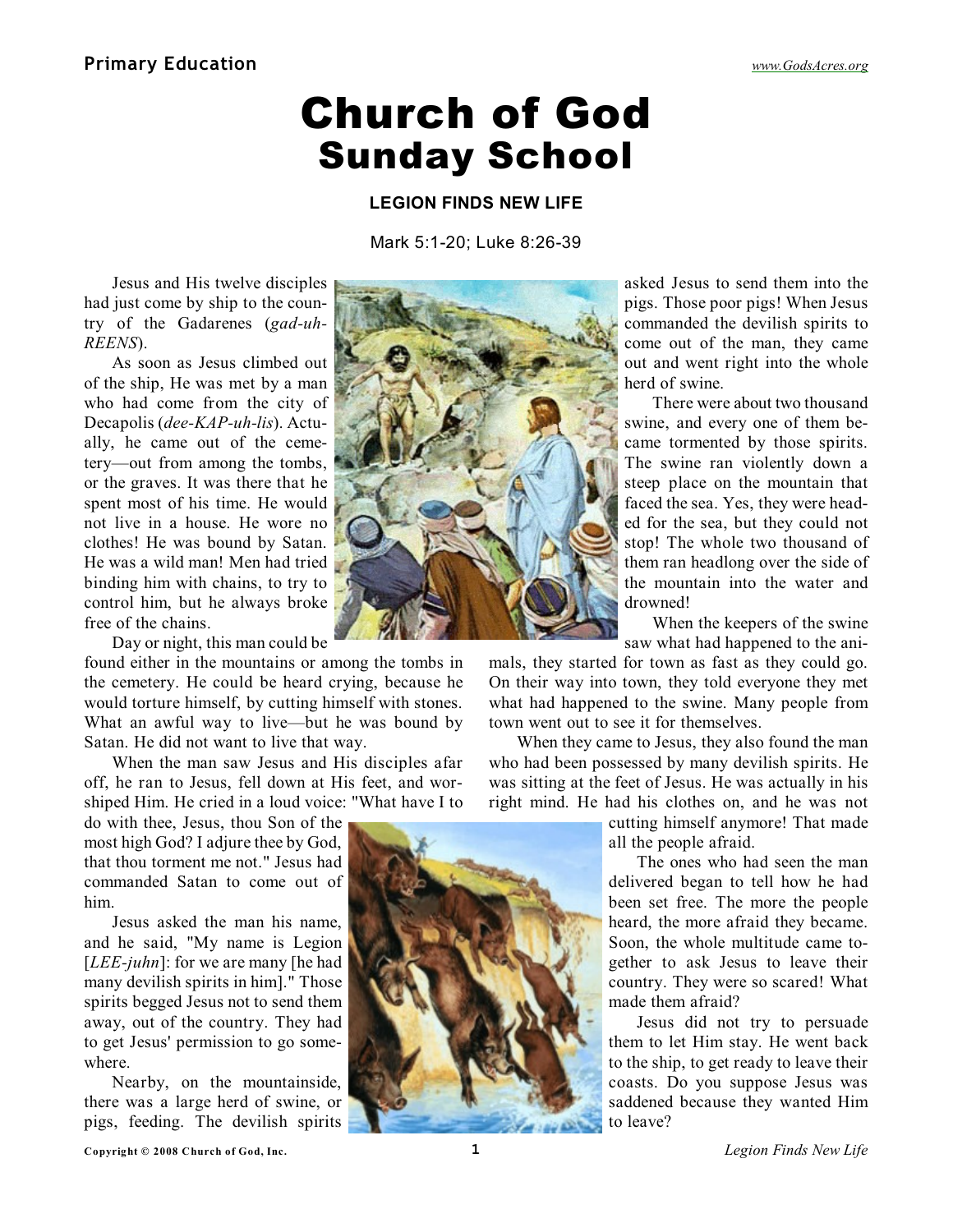# Church of God Sunday School

**LEGION FINDS NEW LIFE**

Mark 5:1-20; Luke 8:26-39

Jesus and His twelve disciples had just come by ship to the country of the Gadarenes (*gad-uh-REENS*).

As soon as Jesus climbed out of the ship, He was met by a man who had come from the city of Decapolis (*dee-KAP-uh-lis*). Actually, he came out of the cemetery—out from among the tombs, or the graves. It was there that he spent most of his time. He would not live in a house. He wore no clothes! He was bound by Satan. He was a wild man! Men had tried binding him with chains, to try to control him, but he always broke free of the chains.

Day or night, this man could be found either in the mountains or among the tombs in the cemetery. He could be heard crying, because he would torture himself, by cutting himself with stones. What an awful way to live—but he was bound by Satan. He did not want to live that way.

When the man saw Jesus and His disciples afar off, he ran to Jesus, fell down at His feet, and worshiped Him. He cried in a loud voice: "What have I to do with thee, Jesus, thou Son of the most high God? I adjure thee by God, that thou torment me not." Jesus had commanded Satan to come out of him.

Jesus asked the man his name, and he said, "My name is Legion [*LEE-juhn*]: for we are many [he had many devilish spirits in him]." Those spirits begged Jesus not to send them away, out of the country. They had to get Jesus' permission to go somewhere.

Nearby, on the mountainside, there was a large herd of swine, or pigs, feeding. The devilish spirits asked Jesus to send them into the pigs. Those poor pigs! When Jesus commanded the devilish spirits to come out of the man, they came out and went right into the whole herd of swine.

There were about two thousand swine, and every one of them became tormented by those spirits. The swine ran violently down a steep place on the mountain that faced the sea. Yes, they were headed for the sea, but they could not stop! The whole two thousand of them ran headlong over the side of the mountain into the water and drowned!

When the keepers of the swine saw what had happened to the animals, they started for town as fast as they could go. On their way into town, they told everyone they met what had happened to the swine. Many people from town went out to see it for themselves.

When they came to Jesus, they also found the man who had been possessed by many devilish spirits. He was sitting at the feet of Jesus. He was actually in his right mind. He had his clothes on, and he was not cutting himself anymore! That made all the people afraid.

The ones who had seen the man delivered began to tell how he had been set free. The more the people heard, the more afraid they became. Soon, the whole multitude came together to ask Jesus to leave their country. They were so scared! What made them afraid?

Jesus did not try to persuade them to let Him stay. He went back to the ship, to get ready to leave their coasts. Do you suppose Jesus was saddened because they wanted Him to leave?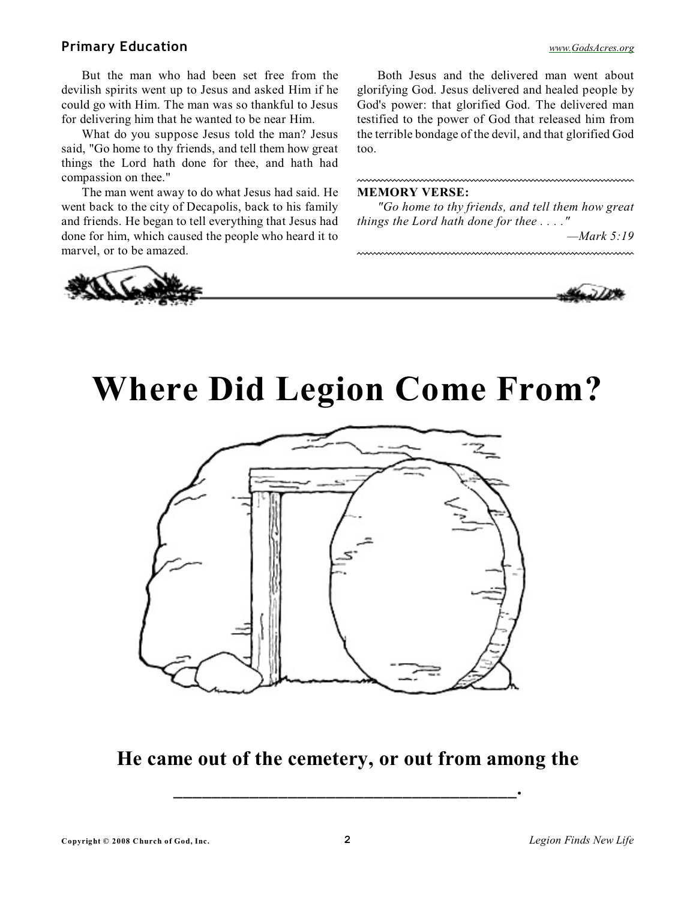But the man who had been set free from the devilish spirits went up to Jesus and asked Him if he could go with Him. The man was so thankful to Jesus for delivering him that he wanted to be near Him.

What do you suppose Jesus told the man? Jesus said, "Go home to thy friends, and tell them how great things the Lord hath done for thee, and hath had compassion on thee."

The man went away to do what Jesus had said. He went back to the city of Decapolis, back to his family and friends. He began to tell everything that Jesus had done for him, which caused the people who heard it to marvel, or to be amazed.

Both Jesus and the delivered man went about glorifying God. Jesus delivered and healed people by God's power: that glorified God. The delivered man testified to the power of God that released him from the terrible bondage of the devil, and that glorified God too.

**MEMORY VERSE:**

*"Go home to thy friends, and tell them how great things the Lord hath done for thee . . . ."*

*—Mark 5:19*

# Where Did Legion Come From?

**He came out of the cemetery, or out from among the \_\_\_\_\_\_\_\_\_\_\_\_\_\_\_\_\_\_\_\_\_\_\_\_\_\_\_\_\_\_\_\_\_\_\_\_\_\_.**